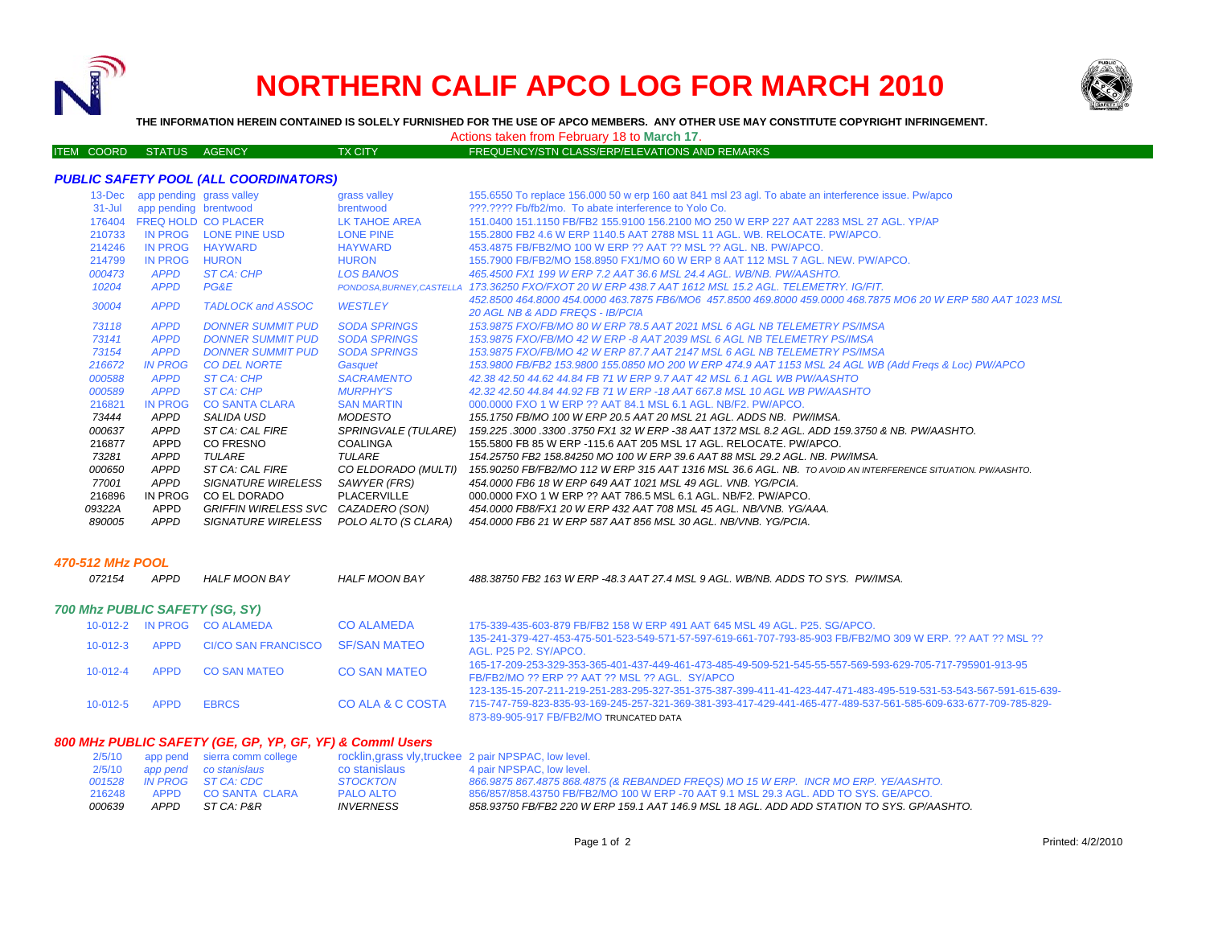# NORTHERN CALIF APCO LOG FOR MARCH 2010

**THE INFORMATION HEREIN CONTAINED IS SOLELY FURNISHED FOR THE USE OF APCO MEMBERS. ANY OTHER USE MAY CONSTITUTE COPYRIGHT INFRINGEMENT.**

Actions taken from February 18 to **March 17**.

| ITEM COORD | STATUS | AGENCY | TX CITY | FREQUENCY/STN CLASS/ERP/ELEVATIONS AND REMARKS |
|---|---|---|---|---|

### *PUBLIC SAFETY POOL (ALL COORDINATORS)*

| ITEM COORD | STATUS | AGENCY | TX CITY | FREQUENCY/STN CLASS/ERP/ELEVATIONS AND REMARKS |
|---|---|---|---|---|
| 13-Dec | app pending | grass valley | grass valley | 155.6550 To replace 156.000 50 w erp 160 aat 841 msl 23 agl. To abate an interference issue. Pw/apco |
| 31-Jul | app pending | brentwood | brentwood | ???.???? Fb/fb2/mo. To abate interference to Yolo Co. |
| 176404 | FREQ HOLD | CO PLACER | LK TAHOE AREA | 151.0400 151.1150 FB/FB2 155.9100 156.2100 MO 250 W ERP 227 AAT 2283 MSL 27 AGL. YP/AP |
| 210733 | IN PROG | LONE PINE USD | LONE PINE | 155.2800 FB2 4.6 W ERP 1140.5 AAT 2788 MSL 11 AGL. WB. RELOCATE. PW/APCO. |
| 214246 | IN PROG | HAYWARD | HAYWARD | 453.4875 FB/FB2/MO 100 W ERP ?? AAT ?? MSL ?? AGL. NB. PW/APCO. |
| 214799 | IN PROG | HURON | HURON | 155.7900 FB/FB2/MO 158.8950 FX1/MO 60 W ERP 8 AAT 112 MSL 7 AGL. NEW. PW/APCO. |
| *000473* | *APPD* | *ST CA: CHP* | *LOS BANOS* | *465.4500 FX1 199 W ERP 7.2 AAT 36.6 MSL 24.4 AGL. WB/NB. PW/AASHTO.* |
| *10204* | *APPD* | *PG&E* | *PONDOSA,BURNEY,CASTELLA* | *173.36250 FXO/FXOT 20 W ERP 438.7 AAT 1612 MSL 15.2 AGL. TELEMETRY. IG/FIT.* |
| *30004* | *APPD* | *TADLOCK and ASSOC* | *WESTLEY* | *452.8500 464.8000 454.0000 463.7875 FB6/MO6 457.8500 469.8000 459.0000 468.7875 MO6 20 W ERP 580 AAT 1023 MSL 20 AGL NB & ADD FREQS - IB/PCIA* |
| *73118* | *APPD* | *DONNER SUMMIT PUD* | *SODA SPRINGS* | *153.9875 FXO/FB/MO 80 W ERP 78.5 AAT 2021 MSL 6 AGL NB TELEMETRY PS/IMSA* |
| *73141* | *APPD* | *DONNER SUMMIT PUD* | *SODA SPRINGS* | *153.9875 FXO/FB/MO 42 W ERP -8 AAT 2039 MSL 6 AGL NB TELEMETRY PS/IMSA* |
| *73154* | *APPD* | *DONNER SUMMIT PUD* | *SODA SPRINGS* | *153.9875 FXO/FB/MO 42 W ERP 87.7 AAT 2147 MSL 6 AGL NB TELEMETRY PS/IMSA* |
| *216672* | *IN PROG* | *CO DEL NORTE* | *Gasquet* | *153.9800 FB/FB2 153.9800 155.0850 MO 200 W ERP 474.9 AAT 1153 MSL 24 AGL WB (Add Freqs & Loc) PW/APCO* |
| *000588* | *APPD* | *ST CA: CHP* | *SACRAMENTO* | *42.38 42.50 44.62 44.84 FB 71 W ERP 9.7 AAT 42 MSL 6.1 AGL WB PW/AASHTO* |
| *000589* | *APPD* | *ST CA: CHP* | *MURPHY'S* | *42.32 42.50 44.84 44.92 FB 71 W ERP -18 AAT 667.8 MSL 10 AGL WB PW/AASHTO* |
| 216821 | IN PROG | CO SANTA CLARA | SAN MARTIN | 000.0000 FXO 1 W ERP ?? AAT 84.1 MSL 6.1 AGL. NB/F2. PW/APCO. |
| *73444* | *APPD* | *SALIDA USD* | *MODESTO* | *155.1750 FB/MO 100 W ERP 20.5 AAT 20 MSL 21 AGL. ADDS NB. PW/IMSA.* |
| *000637* | *APPD* | *ST CA: CAL FIRE* | *SPRINGVALE (TULARE)* | *159.225 .3000 .3300 .3750 FX1 32 W ERP -38 AAT 1372 MSL 8.2 AGL. ADD 159.3750 & NB. PW/AASHTO.* |
| 216877 | APPD | CO FRESNO | COALINGA | 155.5800 FB 85 W ERP -115.6 AAT 205 MSL 17 AGL. RELOCATE. PW/APCO. |
| *73281* | *APPD* | *TULARE* | *TULARE* | *154.25750 FB2 158.84250 MO 100 W ERP 39.6 AAT 88 MSL 29.2 AGL. NB. PW/IMSA.* |
| *000650* | *APPD* | *ST CA: CAL FIRE* | *CO ELDORADO (MULTI)* | *155.90250 FB/FB2/MO 112 W ERP 315 AAT 1316 MSL 36.6 AGL. NB. TO AVOID AN INTERFERENCE SITUATION. PW/AASHTO.* |
| *77001* | *APPD* | *SIGNATURE WIRELESS* | *SAWYER (FRS)* | *454.0000 FB6 18 W ERP 649 AAT 1021 MSL 49 AGL. VNB. YG/PCIA.* |
| 216896 | IN PROG | CO EL DORADO | PLACERVILLE | 000.0000 FXO 1 W ERP ?? AAT 786.5 MSL 6.1 AGL. NB/F2. PW/APCO. |
| *09322A* | *APPD* | *GRIFFIN WIRELESS SVC* | *CAZADERO (SON)* | *454.0000 FB8/FX1 20 W ERP 432 AAT 708 MSL 45 AGL. NB/VNB. YG/AAA.* |
| *890005* | *APPD* | *SIGNATURE WIRELESS* | *POLO ALTO (S CLARA)* | *454.0000 FB6 21 W ERP 587 AAT 856 MSL 30 AGL. NB/VNB. YG/PCIA.* |

### *470-512 MHz POOL*

| ITEM COORD | STATUS | AGENCY | TX CITY | FREQUENCY/STN CLASS/ERP/ELEVATIONS AND REMARKS |
|---|---|---|---|---|
| *072154* | *APPD* | *HALF MOON BAY* | *HALF MOON BAY* | *488.38750 FB2 163 W ERP -48.3 AAT 27.4 MSL 9 AGL. WB/NB. ADDS TO SYS. PW/IMSA.* |

### *700 Mhz PUBLIC SAFETY (SG, SY)*

| ITEM COORD | STATUS | AGENCY | TX CITY | FREQUENCY/STN CLASS/ERP/ELEVATIONS AND REMARKS |
|---|---|---|---|---|
| 10-012-2 | IN PROG | CO ALAMEDA | CO ALAMEDA | 175-339-435-603-879 FB/FB2 158 W ERP 491 AAT 645 MSL 49 AGL. P25. SG/APCO. |
| 10-012-3 | APPD | CI/CO SAN FRANCISCO | SF/SAN MATEO | 135-241-379-427-453-475-501-523-549-571-57-597-619-661-707-793-85-903 FB/FB2/MO 309 W ERP. ?? AAT ?? MSL ?? AGL. P25 P2. SY/APCO. |
| 10-012-4 | APPD | CO SAN MATEO | CO SAN MATEO | 165-17-209-253-329-353-365-401-437-449-461-473-485-49-509-521-545-55-557-569-593-629-705-717-795801-913-95 FB/FB2/MO ?? ERP ?? AAT ?? MSL ?? AGL. SY/APCO |
| 10-012-5 | APPD | EBRCS | CO ALA & C COSTA | 123-135-15-207-211-219-251-283-295-327-351-375-387-399-411-41-423-447-471-483-495-519-531-53-543-567-591-615-639-715-747-759-823-835-93-169-245-257-321-369-381-393-417-429-441-465-477-489-537-561-585-609-633-677-709-785-829-873-89-905-917 FB/FB2/MO TRUNCATED DATA |

### *800 MHz PUBLIC SAFETY (GE, GP, YP, GF, YF) & Comml Users*

| ITEM COORD | STATUS | AGENCY | TX CITY | FREQUENCY/STN CLASS/ERP/ELEVATIONS AND REMARKS |
|---|---|---|---|---|
| 2/5/10 | app pend | sierra comm college | rocklin,grass vly,truckee | 2 pair NPSPAC, low level. |
| *2/5/10* | *app pend* | *co stanislaus* | co stanislaus | 4 pair NPSPAC, low level. |
| *001528* | *IN PROG* | *ST CA: CDC* | *STOCKTON* | *866.9875 867.4875 868.4875 (& REBANDED FREQS) MO 15 W ERP. INCR MO ERP. YE/AASHTO.* |
| 216248 | APPD | CO SANTA CLARA | PALO ALTO | 856/857/858.43750 FB/FB2/MO 100 W ERP -70 AAT 9.1 MSL 29.3 AGL. ADD TO SYS. GE/APCO. |
| *000639* | *APPD* | *ST CA: P&R* | *INVERNESS* | *858.93750 FB/FB2 220 W ERP 159.1 AAT 146.9 MSL 18 AGL. ADD ADD STATION TO SYS. GP/AASHTO.* |

Printed: 4/2/2010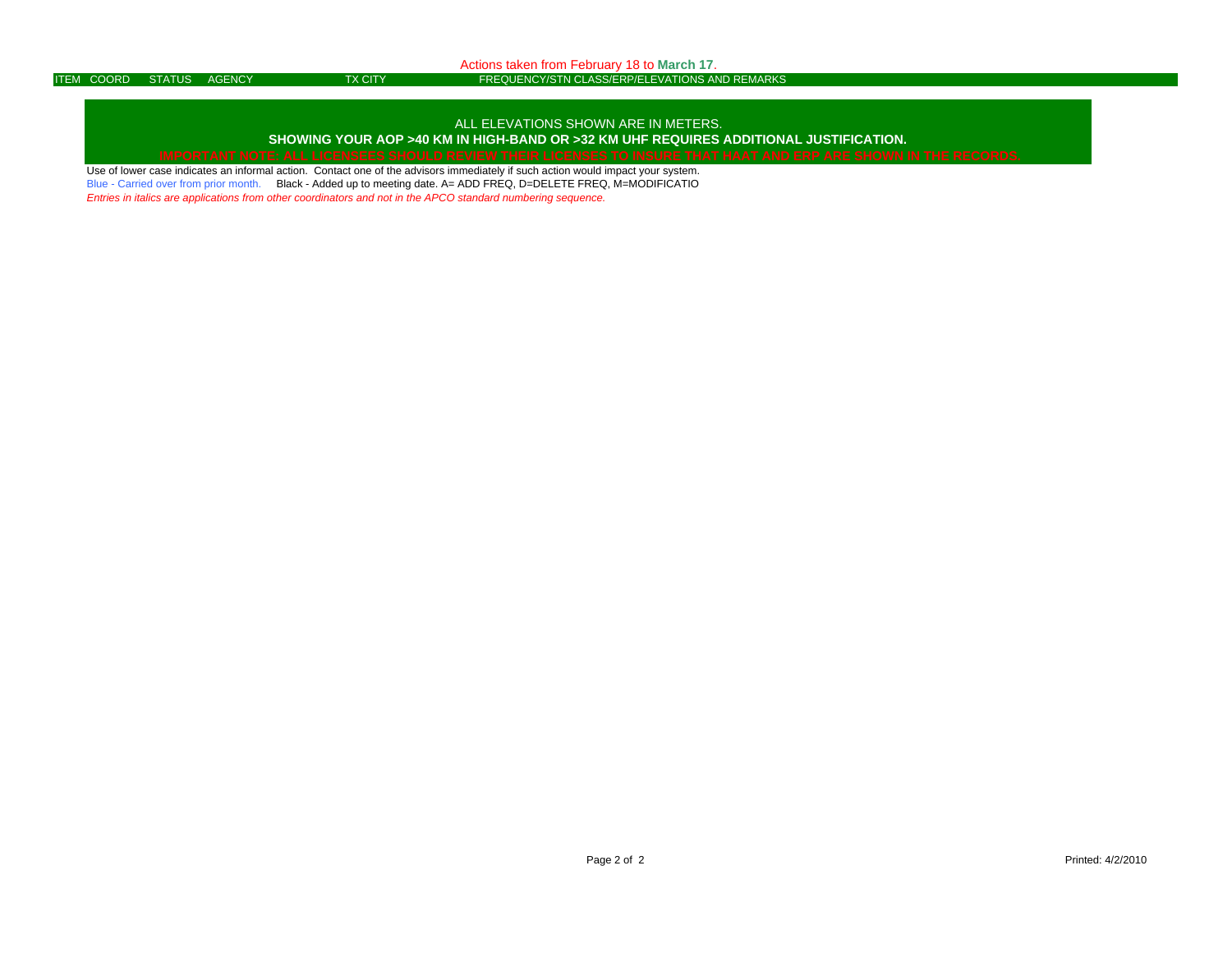Actions taken from February 18 to **March 17**.

| ITEM | COORD | STATUS | AGENCY | TX CITY | FREQUENCY/STN CLASS/ERP/ELEVATIONS AND REMARKS |
|---|---|---|---|---|---|

ALL ELEVATIONS SHOWN ARE IN METERS.

**SHOWING YOUR AOP >40 KM IN HIGH-BAND OR >32 KM UHF REQUIRES ADDITIONAL JUSTIFICATION.**

**IMPORTANT NOTE: ALL LICENSEES SHOULD REVIEW THEIR LICENSES TO INSURE THAT HAAT AND ERP ARE SHOWN IN THE RECORDS.**

Use of lower case indicates an informal action. Contact one of the advisors immediately if such action would impact your system.

Blue - Carried over from prior month. Black - Added up to meeting date. A= ADD FREQ, D=DELETE FREQ, M=MODIFICATIO

*Entries in italics are applications from other coordinators and not in the APCO standard numbering sequence.*

Printed: 4/2/2010